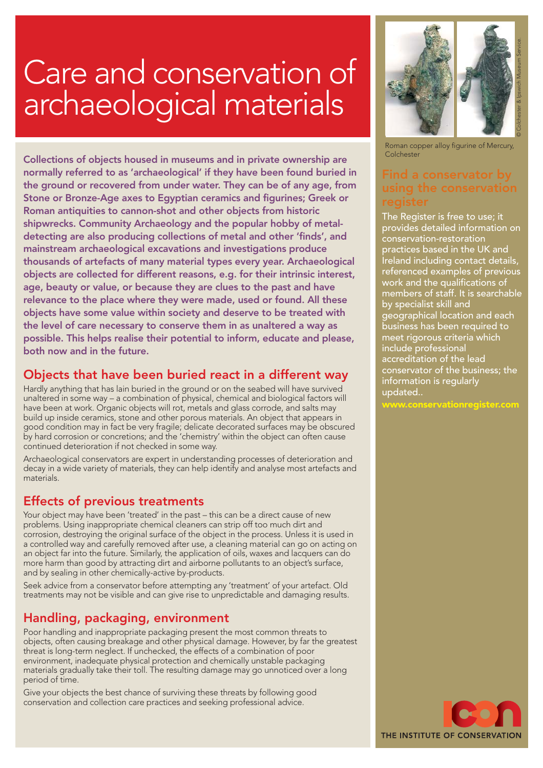# Care and conservation of archaeological materials

**Collections of objects housed in museums and in private ownership are normally referred to as 'archaeological' if they have been found buried in the ground or recovered from under water. They can be of any age, from Stone or Bronze-Age axes to Egyptian ceramics and figurines; Greek or Roman antiquities to cannon-shot and other objects from historic shipwrecks. Community Archaeology and the popular hobby of metal-detecting are also producing collections of metal and other 'finds', and mainstream archaeological excavations and investigations produce thousands of artefacts of many material types every year. Archaeological objects are collected for different reasons, e.g. for their intrinsic interest, age, beauty or value, or because they are clues to the past and have relevance to the place where they were made, used or found. All these objects have some value within society and deserve to be treated with the level of care necessary to conserve them in as unaltered a way as possible. This helps realise their potential to inform, educate and please, both now and in the future.**

## Objects that have been buried react in a different way

Hardly anything that has lain buried in the ground or on the seabed will have survived unaltered in some way – a combination of physical, chemical and biological factors will have been at work. Organic objects will rot, metals and glass corrode, and salts may build up inside ceramics, stone and other porous materials. An object that appears in good condition may in fact be very fragile; delicate decorated surfaces may be obscured by hard corrosion or concretions; and the 'chemistry' within the object can often cause continued deterioration if not checked in some way.

Archaeological conservators are expert in understanding processes of deterioration and decay in a wide variety of materials, they can help identify and analyse most artefacts and materials.

## Effects of previous treatments

Your object may have been 'treated' in the past – this can be a direct cause of new problems. Using inappropriate chemical cleaners can strip off too much dirt and corrosion, destroying the original surface of the object in the process. Unless it is used in a controlled way and carefully removed after use, a cleaning material can go on acting on an object far into the future. Similarly, the application of oils, waxes and lacquers can do more harm than good by attracting dirt and airborne pollutants to an object's surface, and by sealing in other chemically-active by-products.

Seek advice from a conservator before attempting any 'treatment' of your artefact. Old treatments may not be visible and can give rise to unpredictable and damaging results.

## Handling, packaging, environment

Poor handling and inappropriate packaging present the most common threats to objects, often causing breakage and other physical damage. However, by far the greatest threat is long-term neglect. If unchecked, the effects of a combination of poor environment, inadequate physical protection and chemically unstable packaging materials gradually take their toll. The resulting damage may go unnoticed over a long period of time.

Give your objects the best chance of surviving these threats by following good conservation and collection care practices and seeking professional advice.

© Colchester & Ipswich Museum Service.

Roman copper alloy figurine of Mercury, Colchester

## Find a conservator by using the conservation register

The Register is free to use; it provides detailed information on conservation-restoration practices based in the UK and Ireland including contact details, referenced examples of previous work and the qualifications of members of staff. It is searchable by specialist skill and geographical location and each business has been required to meet rigorous criteria which include professional accreditation of the lead conservator of the business; the information is regularly updated..

www.conservationregister.com

THE INSTITUTE OF CONSERVATION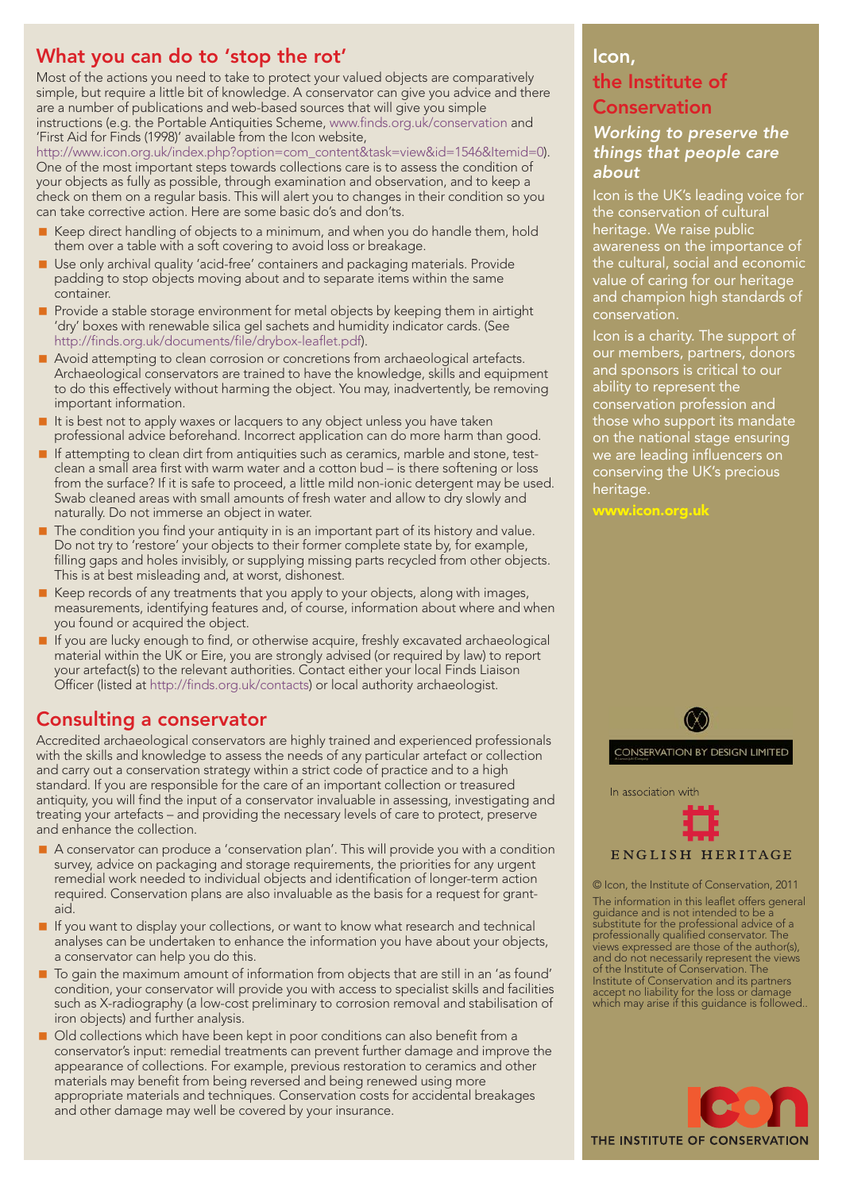## What you can do to 'stop the rot'

Most of the actions you need to take to protect your valued objects are comparatively simple, but require a little bit of knowledge. A conservator can give you advice and there are a number of publications and web-based sources that will give you simple instructions (e.g. the Portable Antiquities Scheme, www.finds.org.uk/conservation and 'First Aid for Finds (1998)' available from the Icon website, http://www.icon.org.uk/index.php?option=com_content&task=view&id=1546&Itemid=0). One of the most important steps towards collections care is to assess the condition of your objects as fully as possible, through examination and observation, and to keep a check on them on a regular basis. This will alert you to changes in their condition so you can take corrective action. Here are some basic do's and don'ts.

- Keep direct handling of objects to a minimum, and when you do handle them, hold them over a table with a soft covering to avoid loss or breakage.
- Use only archival quality 'acid-free' containers and packaging materials. Provide padding to stop objects moving about and to separate items within the same container.
- Provide a stable storage environment for metal objects by keeping them in airtight 'dry' boxes with renewable silica gel sachets and humidity indicator cards. (See http://finds.org.uk/documents/file/drybox-leaflet.pdf).
- Avoid attempting to clean corrosion or concretions from archaeological artefacts. Archaeological conservators are trained to have the knowledge, skills and equipment to do this effectively without harming the object. You may, inadvertently, be removing important information.
- It is best not to apply waxes or lacquers to any object unless you have taken professional advice beforehand. Incorrect application can do more harm than good.
- If attempting to clean dirt from antiquities such as ceramics, marble and stone, test-clean a small area first with warm water and a cotton bud – is there softening or loss from the surface? If it is safe to proceed, a little mild non-ionic detergent may be used. Swab cleaned areas with small amounts of fresh water and allow to dry slowly and naturally. Do not immerse an object in water.
- The condition you find your antiquity in is an important part of its history and value. Do not try to 'restore' your objects to their former complete state by, for example, filling gaps and holes invisibly, or supplying missing parts recycled from other objects. This is at best misleading and, at worst, dishonest.
- Keep records of any treatments that you apply to your objects, along with images, measurements, identifying features and, of course, information about where and when you found or acquired the object.
- If you are lucky enough to find, or otherwise acquire, freshly excavated archaeological material within the UK or Eire, you are strongly advised (or required by law) to report your artefact(s) to the relevant authorities. Contact either your local Finds Liaison Officer (listed at http://finds.org.uk/contacts) or local authority archaeologist.

## Consulting a conservator

Accredited archaeological conservators are highly trained and experienced professionals with the skills and knowledge to assess the needs of any particular artefact or collection and carry out a conservation strategy within a strict code of practice and to a high standard. If you are responsible for the care of an important collection or treasured antiquity, you will find the input of a conservator invaluable in assessing, investigating and treating your artefacts – and providing the necessary levels of care to protect, preserve and enhance the collection.

- A conservator can produce a 'conservation plan'. This will provide you with a condition survey, advice on packaging and storage requirements, the priorities for any urgent remedial work needed to individual objects and identification of longer-term action required. Conservation plans are also invaluable as the basis for a request for grant-aid.
- If you want to display your collections, or want to know what research and technical analyses can be undertaken to enhance the information you have about your objects, a conservator can help you do this.
- To gain the maximum amount of information from objects that are still in an 'as found' condition, your conservator will provide you with access to specialist skills and facilities such as X-radiography (a low-cost preliminary to corrosion removal and stabilisation of iron objects) and further analysis.
- Old collections which have been kept in poor conditions can also benefit from a conservator's input: remedial treatments can prevent further damage and improve the appearance of collections. For example, previous restoration to ceramics and other materials may benefit from being reversed and being renewed using more appropriate materials and techniques. Conservation costs for accidental breakages and other damage may well be covered by your insurance.

## Icon, the Institute of Conservation

### *Working to preserve the things that people care about*

Icon is the UK's leading voice for the conservation of cultural heritage. We raise public awareness on the importance of the cultural, social and economic value of caring for our heritage and champion high standards of conservation.

Icon is a charity. The support of our members, partners, donors and sponsors is critical to our ability to represent the conservation profession and those who support its mandate on the national stage ensuring we are leading influencers on conserving the UK's precious heritage.

**www.icon.org.uk**

CONSERVATION BY DESIGN LIMITED

In association with

ENGLISH HERITAGE

© Icon, the Institute of Conservation, 2011

The information in this leaflet offers general guidance and is not intended to be a substitute for the professional advice of a professionally qualified conservator. The views expressed are those of the author(s), and do not necessarily represent the views of the Institute of Conservation. The Institute of Conservation and its partners accept no liability for the loss or damage which may arise if this guidance is followed..

THE INSTITUTE OF CONSERVATION